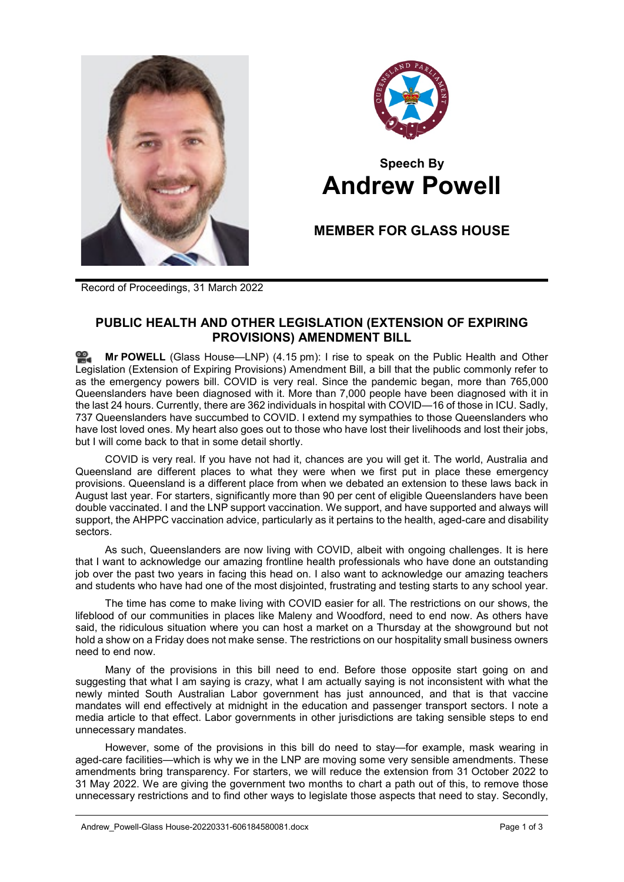**Speech By**

# Andrew Powell

## MEMBER FOR GLASS HOUSE

Record of Proceedings, 31 March 2022

## PUBLIC HEALTH AND OTHER LEGISLATION (EXTENSION OF EXPIRING PROVISIONS) AMENDMENT BILL

**Mr POWELL** (Glass House—LNP) (4.15 pm): I rise to speak on the Public Health and Other Legislation (Extension of Expiring Provisions) Amendment Bill, a bill that the public commonly refer to as the emergency powers bill. COVID is very real. Since the pandemic began, more than 765,000 Queenslanders have been diagnosed with it. More than 7,000 people have been diagnosed with it in the last 24 hours. Currently, there are 362 individuals in hospital with COVID—16 of those in ICU. Sadly, 737 Queenslanders have succumbed to COVID. I extend my sympathies to those Queenslanders who have lost loved ones. My heart also goes out to those who have lost their livelihoods and lost their jobs, but I will come back to that in some detail shortly.

COVID is very real. If you have not had it, chances are you will get it. The world, Australia and Queensland are different places to what they were when we first put in place these emergency provisions. Queensland is a different place from when we debated an extension to these laws back in August last year. For starters, significantly more than 90 per cent of eligible Queenslanders have been double vaccinated. I and the LNP support vaccination. We support, and have supported and always will support, the AHPPC vaccination advice, particularly as it pertains to the health, aged-care and disability sectors.

As such, Queenslanders are now living with COVID, albeit with ongoing challenges. It is here that I want to acknowledge our amazing frontline health professionals who have done an outstanding job over the past two years in facing this head on. I also want to acknowledge our amazing teachers and students who have had one of the most disjointed, frustrating and testing starts to any school year.

The time has come to make living with COVID easier for all. The restrictions on our shows, the lifeblood of our communities in places like Maleny and Woodford, need to end now. As others have said, the ridiculous situation where you can host a market on a Thursday at the showground but not hold a show on a Friday does not make sense. The restrictions on our hospitality small business owners need to end now.

Many of the provisions in this bill need to end. Before those opposite start going on and suggesting that what I am saying is crazy, what I am actually saying is not inconsistent with what the newly minted South Australian Labor government has just announced, and that is that vaccine mandates will end effectively at midnight in the education and passenger transport sectors. I note a media article to that effect. Labor governments in other jurisdictions are taking sensible steps to end unnecessary mandates.

However, some of the provisions in this bill do need to stay—for example, mask wearing in aged-care facilities—which is why we in the LNP are moving some very sensible amendments. These amendments bring transparency. For starters, we will reduce the extension from 31 October 2022 to 31 May 2022. We are giving the government two months to chart a path out of this, to remove those unnecessary restrictions and to find other ways to legislate those aspects that need to stay. Secondly,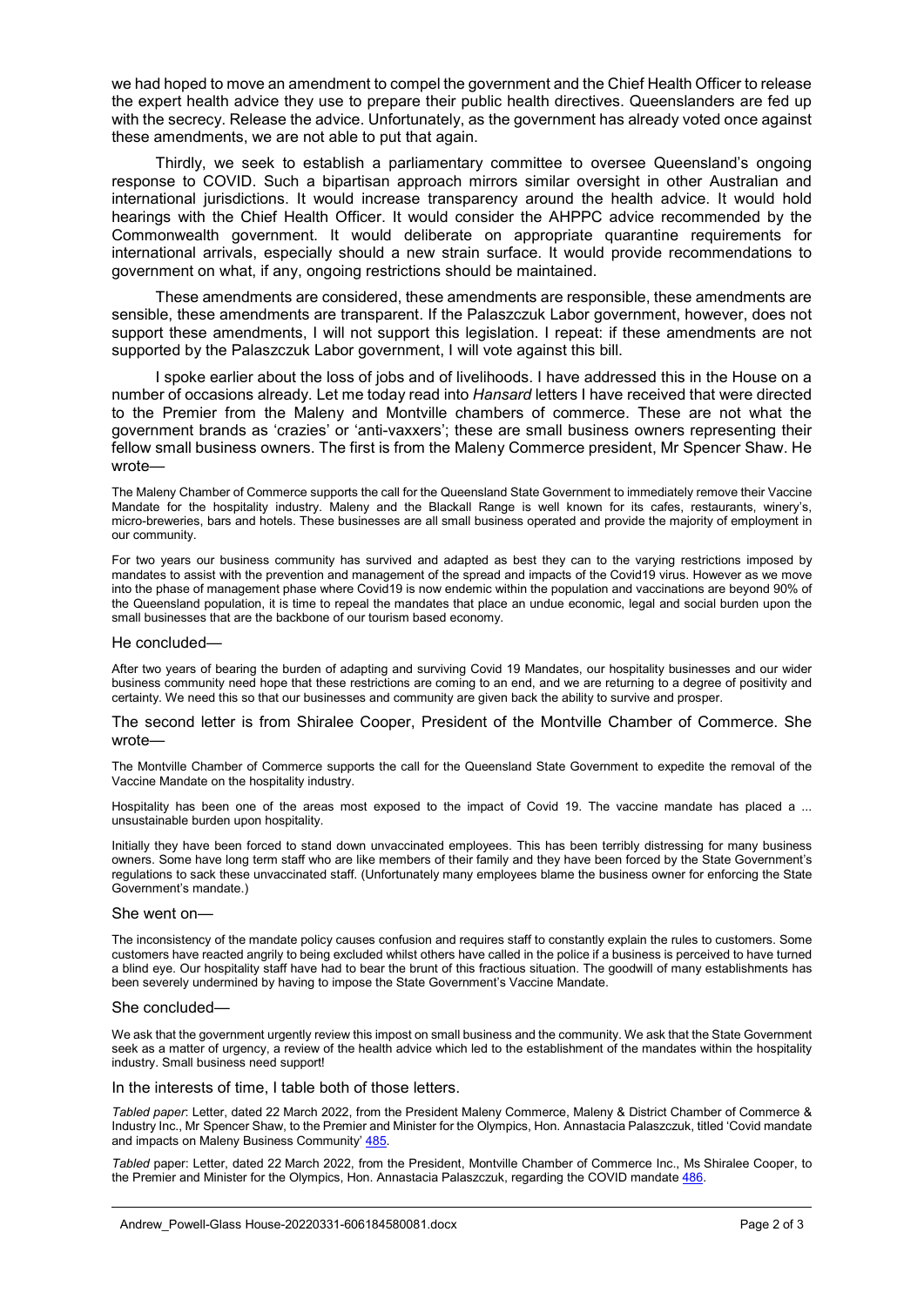we had hoped to move an amendment to compel the government and the Chief Health Officer to release the expert health advice they use to prepare their public health directives. Queenslanders are fed up with the secrecy. Release the advice. Unfortunately, as the government has already voted once against these amendments, we are not able to put that again.

Thirdly, we seek to establish a parliamentary committee to oversee Queensland's ongoing response to COVID. Such a bipartisan approach mirrors similar oversight in other Australian and international jurisdictions. It would increase transparency around the health advice. It would hold hearings with the Chief Health Officer. It would consider the AHPPC advice recommended by the Commonwealth government. It would deliberate on appropriate quarantine requirements for international arrivals, especially should a new strain surface. It would provide recommendations to government on what, if any, ongoing restrictions should be maintained.

These amendments are considered, these amendments are responsible, these amendments are sensible, these amendments are transparent. If the Palaszczuk Labor government, however, does not support these amendments, I will not support this legislation. I repeat: if these amendments are not supported by the Palaszczuk Labor government, I will vote against this bill.

I spoke earlier about the loss of jobs and of livelihoods. I have addressed this in the House on a number of occasions already. Let me today read into *Hansard* letters I have received that were directed to the Premier from the Maleny and Montville chambers of commerce. These are not what the government brands as 'crazies' or 'anti-vaxxers'; these are small business owners representing their fellow small business owners. The first is from the Maleny Commerce president, Mr Spencer Shaw. He wrote—

> The Maleny Chamber of Commerce supports the call for the Queensland State Government to immediately remove their Vaccine Mandate for the hospitality industry. Maleny and the Blackall Range is well known for its cafes, restaurants, winery's, micro-breweries, bars and hotels. These businesses are all small business operated and provide the majority of employment in our community.
>
> For two years our business community has survived and adapted as best they can to the varying restrictions imposed by mandates to assist with the prevention and management of the spread and impacts of the Covid19 virus. However as we move into the phase of management phase where Covid19 is now endemic within the population and vaccinations are beyond 90% of the Queensland population, it is time to repeal the mandates that place an undue economic, legal and social burden upon the small businesses that are the backbone of our tourism based economy.

He concluded—

> After two years of bearing the burden of adapting and surviving Covid 19 Mandates, our hospitality businesses and our wider business community need hope that these restrictions are coming to an end, and we are returning to a degree of positivity and certainty. We need this so that our businesses and community are given back the ability to survive and prosper.

The second letter is from Shiralee Cooper, President of the Montville Chamber of Commerce. She wrote—

> The Montville Chamber of Commerce supports the call for the Queensland State Government to expedite the removal of the Vaccine Mandate on the hospitality industry.
>
> Hospitality has been one of the areas most exposed to the impact of Covid 19. The vaccine mandate has placed a ... unsustainable burden upon hospitality.
>
> Initially they have been forced to stand down unvaccinated employees. This has been terribly distressing for many business owners. Some have long term staff who are like members of their family and they have been forced by the State Government's regulations to sack these unvaccinated staff. (Unfortunately many employees blame the business owner for enforcing the State Government's mandate.)

She went on—

> The inconsistency of the mandate policy causes confusion and requires staff to constantly explain the rules to customers. Some customers have reacted angrily to being excluded whilst others have called in the police if a business is perceived to have turned a blind eye. Our hospitality staff have had to bear the brunt of this fractious situation. The goodwill of many establishments has been severely undermined by having to impose the State Government's Vaccine Mandate.

She concluded—

> We ask that the government urgently review this impost on small business and the community. We ask that the State Government seek as a matter of urgency, a review of the health advice which led to the establishment of the mandates within the hospitality industry. Small business need support!

In the interests of time, I table both of those letters.

*Tabled paper*: Letter, dated 22 March 2022, from the President Maleny Commerce, Maleny & District Chamber of Commerce & Industry Inc., Mr Spencer Shaw, to the Premier and Minister for the Olympics, Hon. Annastacia Palaszczuk, titled 'Covid mandate and impacts on Maleny Business Community' 485.

*Tabled* paper: Letter, dated 22 March 2022, from the President, Montville Chamber of Commerce Inc., Ms Shiralee Cooper, to the Premier and Minister for the Olympics, Hon. Annastacia Palaszczuk, regarding the COVID mandate 486.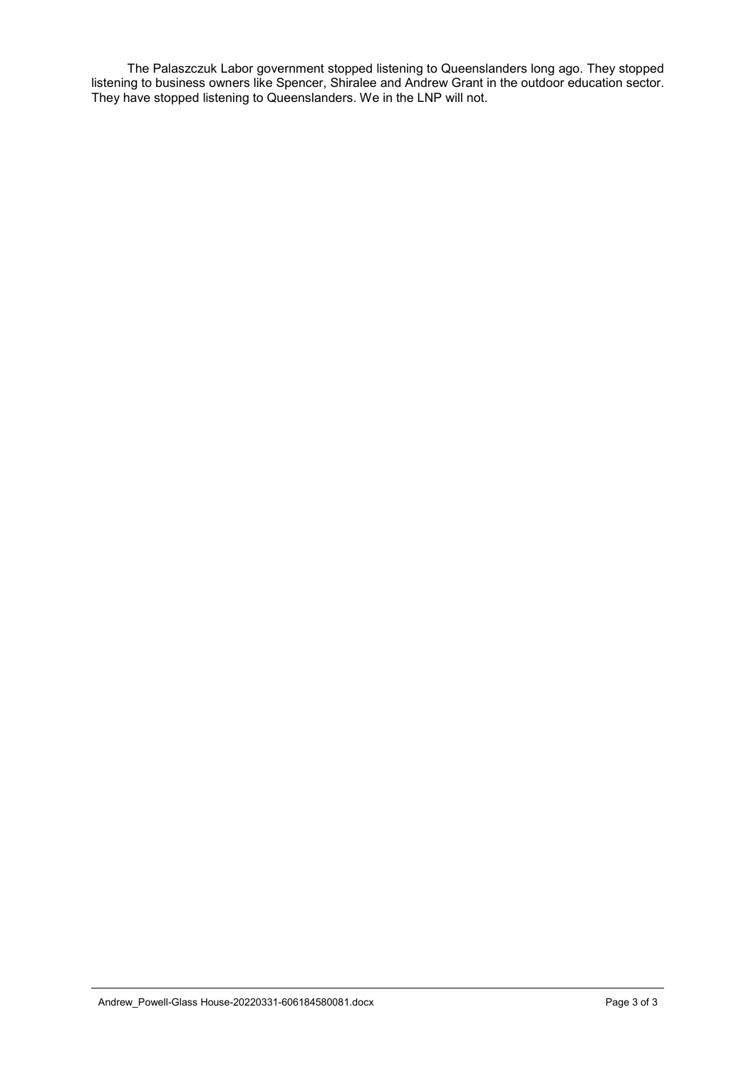The Palaszczuk Labor government stopped listening to Queenslanders long ago. They stopped listening to business owners like Spencer, Shiralee and Andrew Grant in the outdoor education sector. They have stopped listening to Queenslanders. We in the LNP will not.